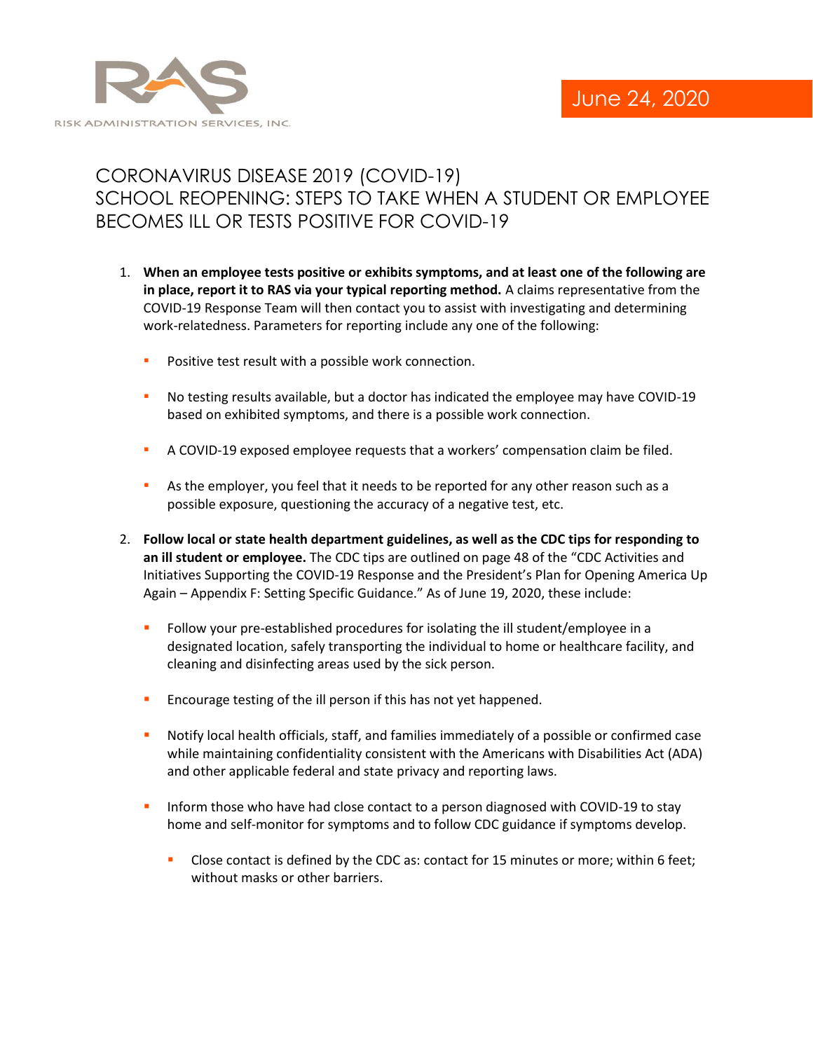RISK ADMINISTRATION SERVICES, INC.

June 24, 2020

# CORONAVIRUS DISEASE 2019 (COVID-19) SCHOOL REOPENING: STEPS TO TAKE WHEN A STUDENT OR EMPLOYEE BECOMES ILL OR TESTS POSITIVE FOR COVID-19

1. **When an employee tests positive or exhibits symptoms, and at least one of the following are in place, report it to RAS via your typical reporting method.** A claims representative from the COVID-19 Response Team will then contact you to assist with investigating and determining work-relatedness. Parameters for reporting include any one of the following:

   - Positive test result with a possible work connection.
   - No testing results available, but a doctor has indicated the employee may have COVID-19 based on exhibited symptoms, and there is a possible work connection.
   - A COVID-19 exposed employee requests that a workers' compensation claim be filed.
   - As the employer, you feel that it needs to be reported for any other reason such as a possible exposure, questioning the accuracy of a negative test, etc.

2. **Follow local or state health department guidelines, as well as the CDC tips for responding to an ill student or employee.** The CDC tips are outlined on page 48 of the "CDC Activities and Initiatives Supporting the COVID-19 Response and the President's Plan for Opening America Up Again – Appendix F: Setting Specific Guidance." As of June 19, 2020, these include:

   - Follow your pre-established procedures for isolating the ill student/employee in a designated location, safely transporting the individual to home or healthcare facility, and cleaning and disinfecting areas used by the sick person.
   - Encourage testing of the ill person if this has not yet happened.
   - Notify local health officials, staff, and families immediately of a possible or confirmed case while maintaining confidentiality consistent with the Americans with Disabilities Act (ADA) and other applicable federal and state privacy and reporting laws.
   - Inform those who have had close contact to a person diagnosed with COVID-19 to stay home and self-monitor for symptoms and to follow CDC guidance if symptoms develop.
     - Close contact is defined by the CDC as: contact for 15 minutes or more; within 6 feet; without masks or other barriers.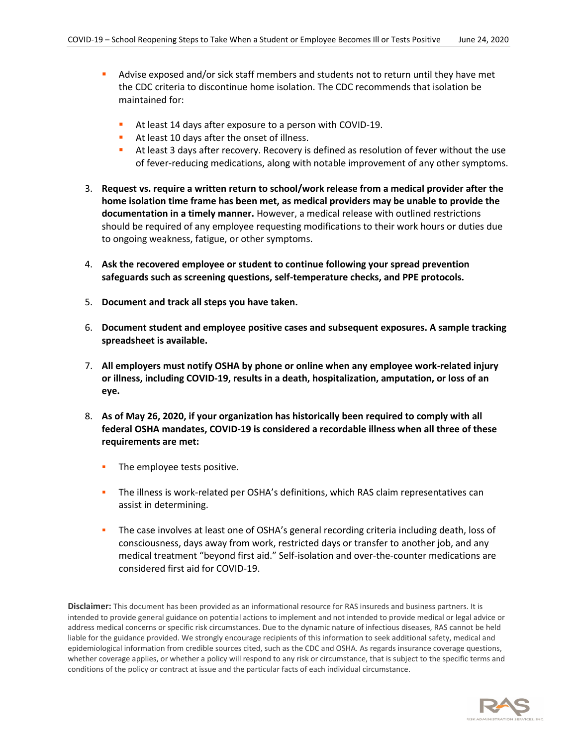- Advise exposed and/or sick staff members and students not to return until they have met the CDC criteria to discontinue home isolation. The CDC recommends that isolation be maintained for:
  - At least 14 days after exposure to a person with COVID-19.
  - At least 10 days after the onset of illness.
  - At least 3 days after recovery. Recovery is defined as resolution of fever without the use of fever-reducing medications, along with notable improvement of any other symptoms.

3. **Request vs. require a written return to school/work release from a medical provider after the home isolation time frame has been met, as medical providers may be unable to provide the documentation in a timely manner.** However, a medical release with outlined restrictions should be required of any employee requesting modifications to their work hours or duties due to ongoing weakness, fatigue, or other symptoms.

4. **Ask the recovered employee or student to continue following your spread prevention safeguards such as screening questions, self-temperature checks, and PPE protocols.**

5. **Document and track all steps you have taken.**

6. **Document student and employee positive cases and subsequent exposures. A sample tracking spreadsheet is available.**

7. **All employers must notify OSHA by phone or online when any employee work-related injury or illness, including COVID-19, results in a death, hospitalization, amputation, or loss of an eye.**

8. **As of May 26, 2020, if your organization has historically been required to comply with all federal OSHA mandates, COVID-19 is considered a recordable illness when all three of these requirements are met:**

   - The employee tests positive.

   - The illness is work-related per OSHA's definitions, which RAS claim representatives can assist in determining.

   - The case involves at least one of OSHA's general recording criteria including death, loss of consciousness, days away from work, restricted days or transfer to another job, and any medical treatment "beyond first aid." Self-isolation and over-the-counter medications are considered first aid for COVID-19.

**Disclaimer:** This document has been provided as an informational resource for RAS insureds and business partners. It is intended to provide general guidance on potential actions to implement and not intended to provide medical or legal advice or address medical concerns or specific risk circumstances. Due to the dynamic nature of infectious diseases, RAS cannot be held liable for the guidance provided. We strongly encourage recipients of this information to seek additional safety, medical and epidemiological information from credible sources cited, such as the CDC and OSHA. As regards insurance coverage questions, whether coverage applies, or whether a policy will respond to any risk or circumstance, that is subject to the specific terms and conditions of the policy or contract at issue and the particular facts of each individual circumstance.

RAS
RISK ADMINISTRATION SERVICES, INC